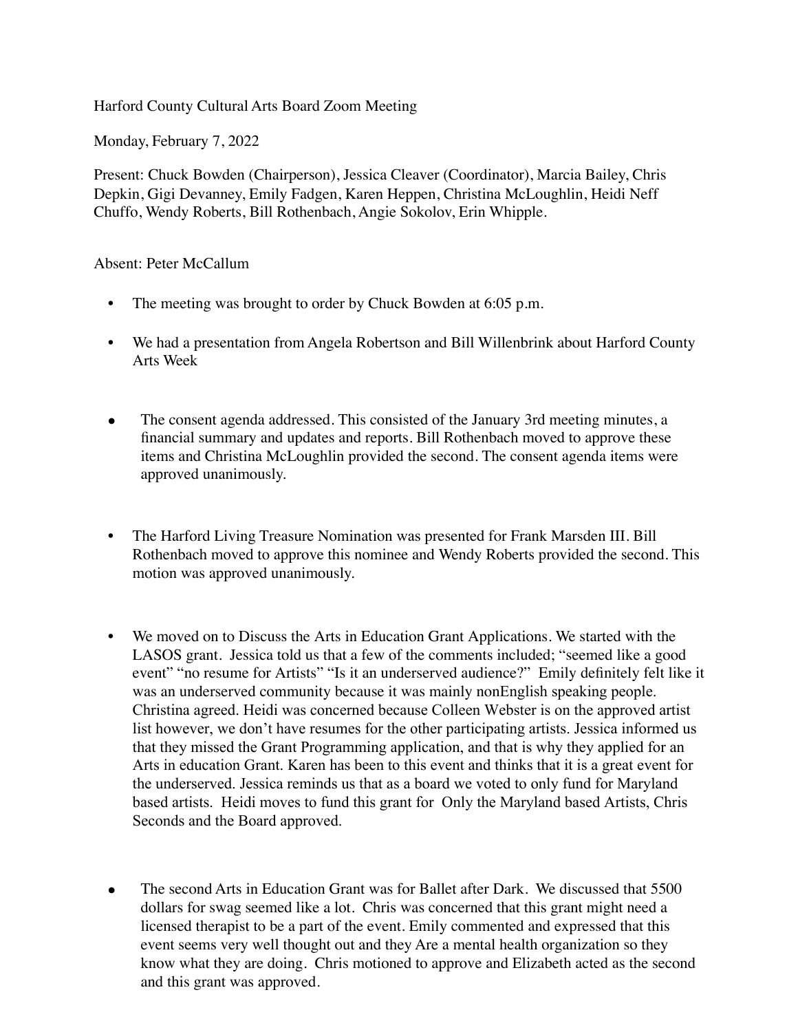Harford County Cultural Arts Board Zoom Meeting

Monday, February 7, 2022

Present: Chuck Bowden (Chairperson), Jessica Cleaver (Coordinator), Marcia Bailey, Chris Depkin, Gigi Devanney, Emily Fadgen, Karen Heppen, Christina McLoughlin, Heidi Neff Chuffo, Wendy Roberts, Bill Rothenbach, Angie Sokolov, Erin Whipple.

Absent: Peter McCallum

- The meeting was brought to order by Chuck Bowden at 6:05 p.m.
- We had a presentation from Angela Robertson and Bill Willenbrink about Harford County Arts Week
- The consent agenda addressed. This consisted of the January 3rd meeting minutes, a financial summary and updates and reports. Bill Rothenbach moved to approve these items and Christina McLoughlin provided the second. The consent agenda items were approved unanimously.
- The Harford Living Treasure Nomination was presented for Frank Marsden III. Bill Rothenbach moved to approve this nominee and Wendy Roberts provided the second. This motion was approved unanimously.
- We moved on to Discuss the Arts in Education Grant Applications. We started with the LASOS grant. Jessica told us that a few of the comments included; "seemed like a good event" "no resume for Artists" "Is it an underserved audience?" Emily definitely felt like it was an underserved community because it was mainly nonEnglish speaking people. Christina agreed. Heidi was concerned because Colleen Webster is on the approved artist list however, we don't have resumes for the other participating artists. Jessica informed us that they missed the Grant Programming application, and that is why they applied for an Arts in education Grant. Karen has been to this event and thinks that it is a great event for the underserved. Jessica reminds us that as a board we voted to only fund for Maryland based artists. Heidi moves to fund this grant for Only the Maryland based Artists, Chris Seconds and the Board approved.
- The second Arts in Education Grant was for Ballet after Dark. We discussed that 5500 dollars for swag seemed like a lot. Chris was concerned that this grant might need a licensed therapist to be a part of the event. Emily commented and expressed that this event seems very well thought out and they Are a mental health organization so they know what they are doing. Chris motioned to approve and Elizabeth acted as the second and this grant was approved.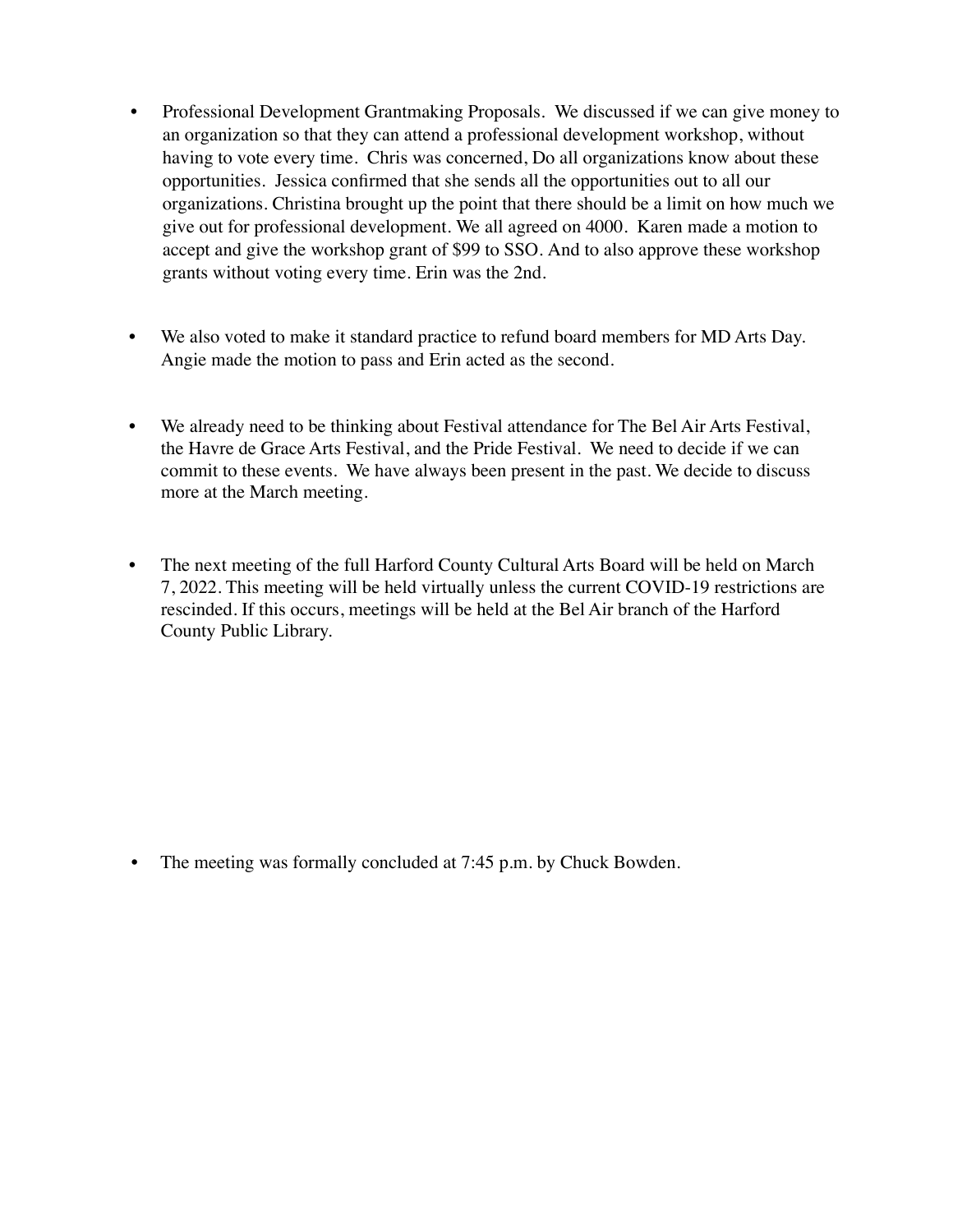- Professional Development Grantmaking Proposals. We discussed if we can give money to an organization so that they can attend a professional development workshop, without having to vote every time. Chris was concerned, Do all organizations know about these opportunities. Jessica confirmed that she sends all the opportunities out to all our organizations. Christina brought up the point that there should be a limit on how much we give out for professional development. We all agreed on 4000. Karen made a motion to accept and give the workshop grant of $99 to SSO. And to also approve these workshop grants without voting every time. Erin was the 2nd.

- We also voted to make it standard practice to refund board members for MD Arts Day. Angie made the motion to pass and Erin acted as the second.

- We already need to be thinking about Festival attendance for The Bel Air Arts Festival, the Havre de Grace Arts Festival, and the Pride Festival. We need to decide if we can commit to these events. We have always been present in the past. We decide to discuss more at the March meeting.

- The next meeting of the full Harford County Cultural Arts Board will be held on March 7, 2022. This meeting will be held virtually unless the current COVID-19 restrictions are rescinded. If this occurs, meetings will be held at the Bel Air branch of the Harford County Public Library.

- The meeting was formally concluded at 7:45 p.m. by Chuck Bowden.